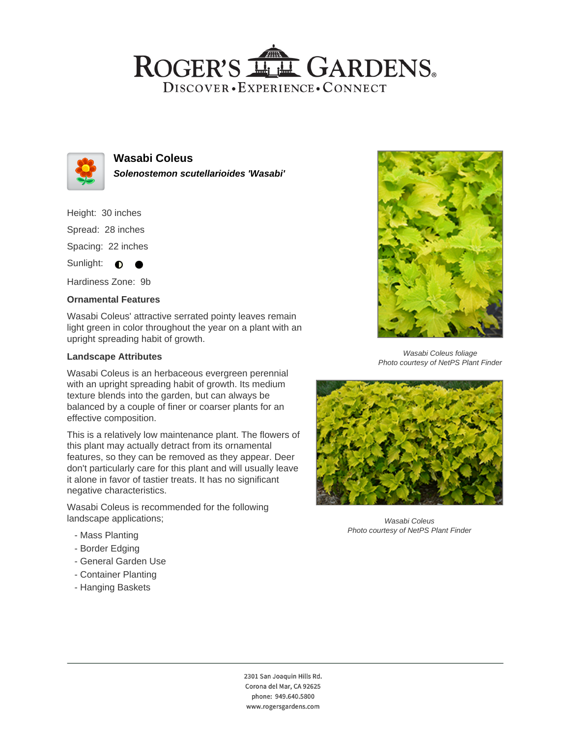# ROGER'S GARDENS

DISCOVER • EXPERIENCE • CONNECT

## Wasabi Coleus

***Solenostemon scutellarioides 'Wasabi'***

Height: 30 inches

Spread: 28 inches

Spacing: 22 inches

Sunlight: ◐ ●

Hardiness Zone: 9b

### Ornamental Features

Wasabi Coleus' attractive serrated pointy leaves remain light green in color throughout the year on a plant with an upright spreading habit of growth.

### Landscape Attributes

Wasabi Coleus is an herbaceous evergreen perennial with an upright spreading habit of growth. Its medium texture blends into the garden, but can always be balanced by a couple of finer or coarser plants for an effective composition.

This is a relatively low maintenance plant. The flowers of this plant may actually detract from its ornamental features, so they can be removed as they appear. Deer don't particularly care for this plant and will usually leave it alone in favor of tastier treats. It has no significant negative characteristics.

Wasabi Coleus is recommended for the following landscape applications;

- Mass Planting
- Border Edging
- General Garden Use
- Container Planting
- Hanging Baskets

*Wasabi Coleus foliage*
*Photo courtesy of NetPS Plant Finder*

*Wasabi Coleus*
*Photo courtesy of NetPS Plant Finder*

2301 San Joaquin Hills Rd.
Corona del Mar, CA 92625
phone: 949.640.5800
www.rogersgardens.com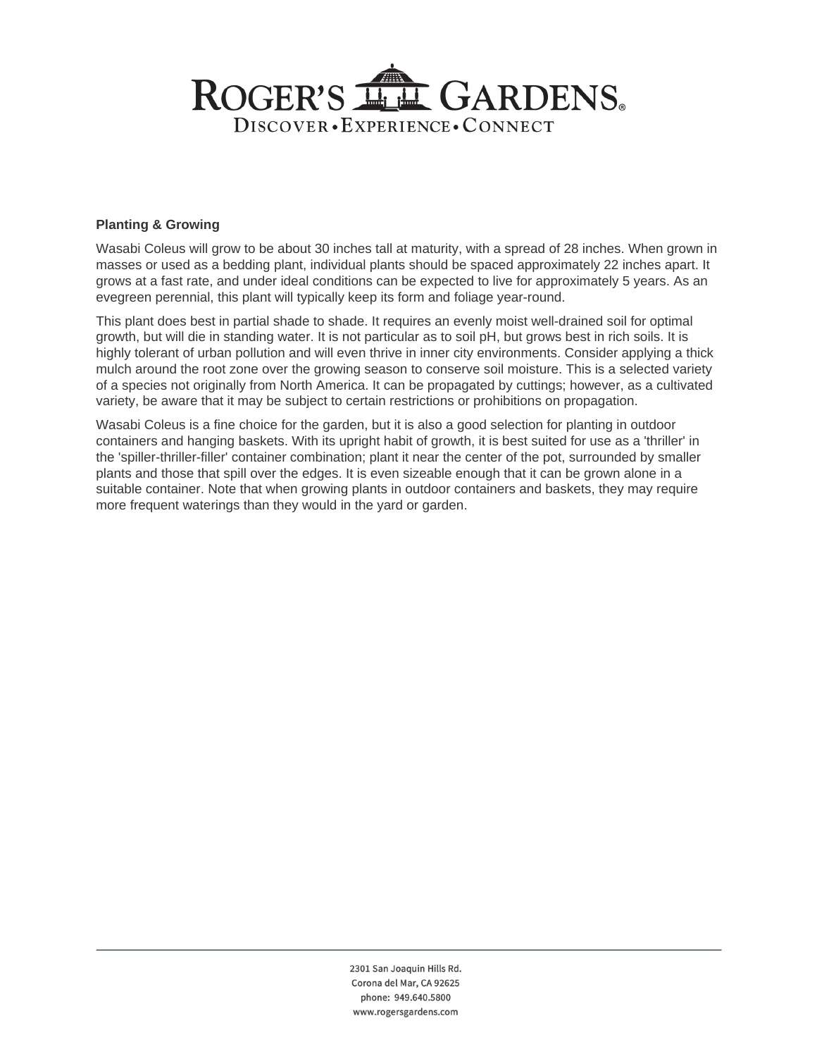## Planting & Growing

Wasabi Coleus will grow to be about 30 inches tall at maturity, with a spread of 28 inches. When grown in masses or used as a bedding plant, individual plants should be spaced approximately 22 inches apart. It grows at a fast rate, and under ideal conditions can be expected to live for approximately 5 years. As an evegreen perennial, this plant will typically keep its form and foliage year-round.

This plant does best in partial shade to shade. It requires an evenly moist well-drained soil for optimal growth, but will die in standing water. It is not particular as to soil pH, but grows best in rich soils. It is highly tolerant of urban pollution and will even thrive in inner city environments. Consider applying a thick mulch around the root zone over the growing season to conserve soil moisture. This is a selected variety of a species not originally from North America. It can be propagated by cuttings; however, as a cultivated variety, be aware that it may be subject to certain restrictions or prohibitions on propagation.

Wasabi Coleus is a fine choice for the garden, but it is also a good selection for planting in outdoor containers and hanging baskets. With its upright habit of growth, it is best suited for use as a 'thriller' in the 'spiller-thriller-filler' container combination; plant it near the center of the pot, surrounded by smaller plants and those that spill over the edges. It is even sizeable enough that it can be grown alone in a suitable container. Note that when growing plants in outdoor containers and baskets, they may require more frequent waterings than they would in the yard or garden.

2301 San Joaquin Hills Rd.
Corona del Mar, CA 92625
phone: 949.640.5800
www.rogersgardens.com